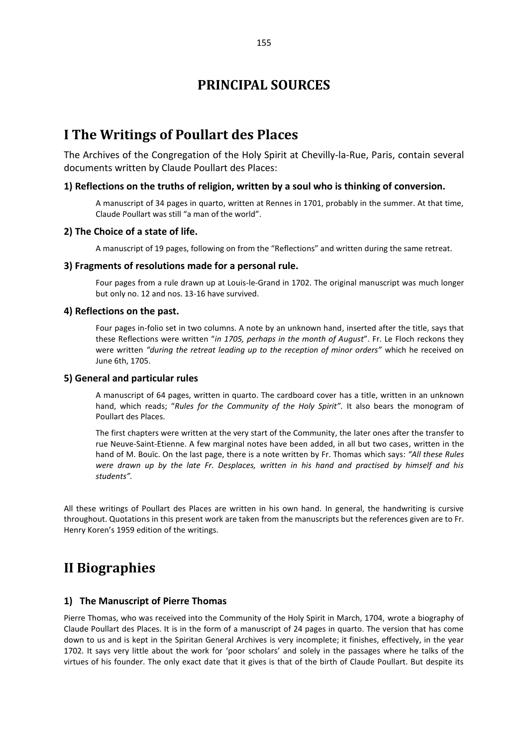# PRINCIPAL SOURCES

## I The Writings of Poullart des Places

The Archives of the Congregation of the Holy Spirit at Chevilly-la-Rue, Paris, contain several documents written by Claude Poullart des Places:

### 1) Reflections on the truths of religion, written by a soul who is thinking of conversion.

A manuscript of 34 pages in quarto, written at Rennes in 1701, probably in the summer. At that time, Claude Poullart was still "a man of the world".

### 2) The Choice of a state of life.

A manuscript of 19 pages, following on from the "Reflections" and written during the same retreat.

### 3) Fragments of resolutions made for a personal rule.

Four pages from a rule drawn up at Louis-le-Grand in 1702. The original manuscript was much longer but only no. 12 and nos. 13-16 have survived.

### 4) Reflections on the past.

Four pages in-folio set in two columns. A note by an unknown hand, inserted after the title, says that these Reflections were written "*in 1705, perhaps in the month of August*". Fr. Le Floch reckons they were written *"during the retreat leading up to the reception of minor orders"* which he received on June 6th, 1705.

### 5) General and particular rules

A manuscript of 64 pages, written in quarto. The cardboard cover has a title, written in an unknown hand, which reads; "*Rules for the Community of the Holy Spirit".* It also bears the monogram of Poullart des Places.

The first chapters were written at the very start of the Community, the later ones after the transfer to rue Neuve-Saint-Etienne. A few marginal notes have been added, in all but two cases, written in the hand of M. Bouïc. On the last page, there is a note written by Fr. Thomas which says: *"All these Rules were drawn up by the late Fr. Desplaces, written in his hand and practised by himself and his students".*

All these writings of Poullart des Places are written in his own hand. In general, the handwriting is cursive throughout. Quotations in this present work are taken from the manuscripts but the references given are to Fr. Henry Koren's 1959 edition of the writings.

## II Biographies

### 1) The Manuscript of Pierre Thomas

Pierre Thomas, who was received into the Community of the Holy Spirit in March, 1704, wrote a biography of Claude Poullart des Places. It is in the form of a manuscript of 24 pages in quarto. The version that has come down to us and is kept in the Spiritan General Archives is very incomplete; it finishes, effectively, in the year 1702. It says very little about the work for 'poor scholars' and solely in the passages where he talks of the virtues of his founder. The only exact date that it gives is that of the birth of Claude Poullart. But despite its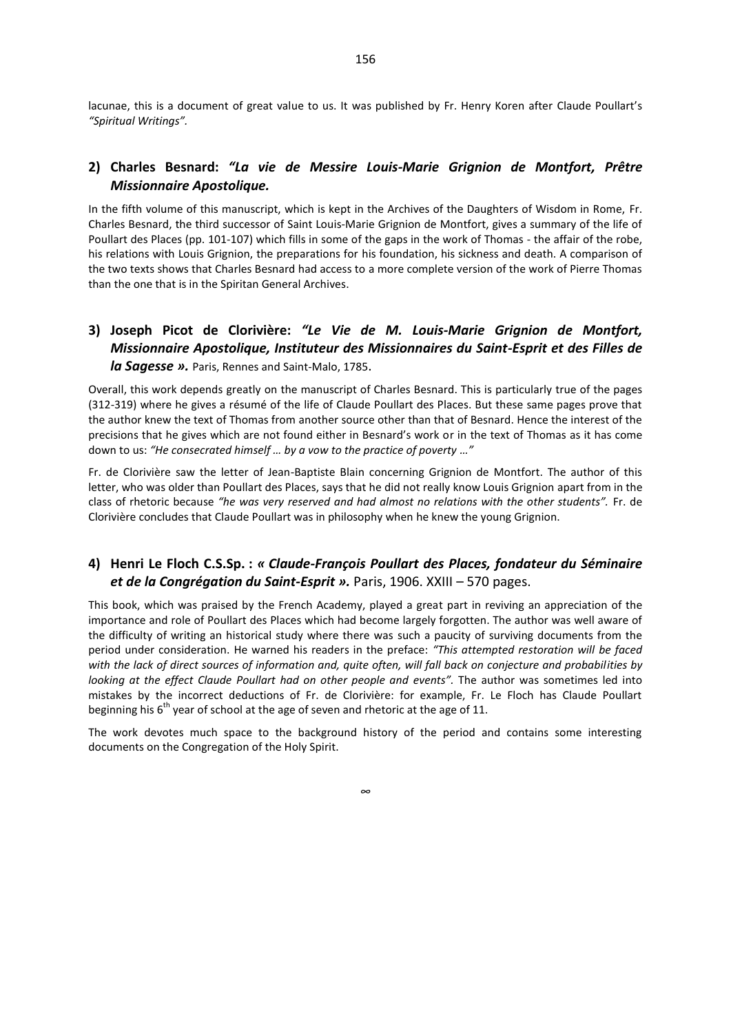lacunae, this is a document of great value to us. It was published by Fr. Henry Koren after Claude Poullart's *"Spiritual Writings"*.

## 2) Charles Besnard: *"La vie de Messire Louis-Marie Grignion de Montfort, Prêtre Missionnaire Apostolique.*

In the fifth volume of this manuscript, which is kept in the Archives of the Daughters of Wisdom in Rome, Fr. Charles Besnard, the third successor of Saint Louis-Marie Grignion de Montfort, gives a summary of the life of Poullart des Places (pp. 101-107) which fills in some of the gaps in the work of Thomas - the affair of the robe, his relations with Louis Grignion, the preparations for his foundation, his sickness and death. A comparison of the two texts shows that Charles Besnard had access to a more complete version of the work of Pierre Thomas than the one that is in the Spiritan General Archives.

## 3) Joseph Picot de Clorivière: *"Le Vie de M. Louis-Marie Grignion de Montfort, Missionnaire Apostolique, Instituteur des Missionnaires du Saint-Esprit et des Filles de la Sagesse ».* Paris, Rennes and Saint-Malo, 1785.

Overall, this work depends greatly on the manuscript of Charles Besnard. This is particularly true of the pages (312-319) where he gives a résumé of the life of Claude Poullart des Places. But these same pages prove that the author knew the text of Thomas from another source other than that of Besnard. Hence the interest of the precisions that he gives which are not found either in Besnard's work or in the text of Thomas as it has come down to us: *"He consecrated himself … by a vow to the practice of poverty …"*

Fr. de Clorivière saw the letter of Jean-Baptiste Blain concerning Grignion de Montfort. The author of this letter, who was older than Poullart des Places, says that he did not really know Louis Grignion apart from in the class of rhetoric because *"he was very reserved and had almost no relations with the other students".* Fr. de Clorivière concludes that Claude Poullart was in philosophy when he knew the young Grignion.

## 4) Henri Le Floch C.S.Sp. : *« Claude-François Poullart des Places, fondateur du Séminaire et de la Congrégation du Saint-Esprit ».* Paris, 1906. XXIII – 570 pages.

This book, which was praised by the French Academy, played a great part in reviving an appreciation of the importance and role of Poullart des Places which had become largely forgotten. The author was well aware of the difficulty of writing an historical study where there was such a paucity of surviving documents from the period under consideration. He warned his readers in the preface: *"This attempted restoration will be faced with the lack of direct sources of information and, quite often, will fall back on conjecture and probabilities by looking at the effect Claude Poullart had on other people and events".* The author was sometimes led into mistakes by the incorrect deductions of Fr. de Clorivière: for example, Fr. Le Floch has Claude Poullart beginning his 6$^{th}$ year of school at the age of seven and rhetoric at the age of 11.

The work devotes much space to the background history of the period and contains some interesting documents on the Congregation of the Holy Spirit.

∞